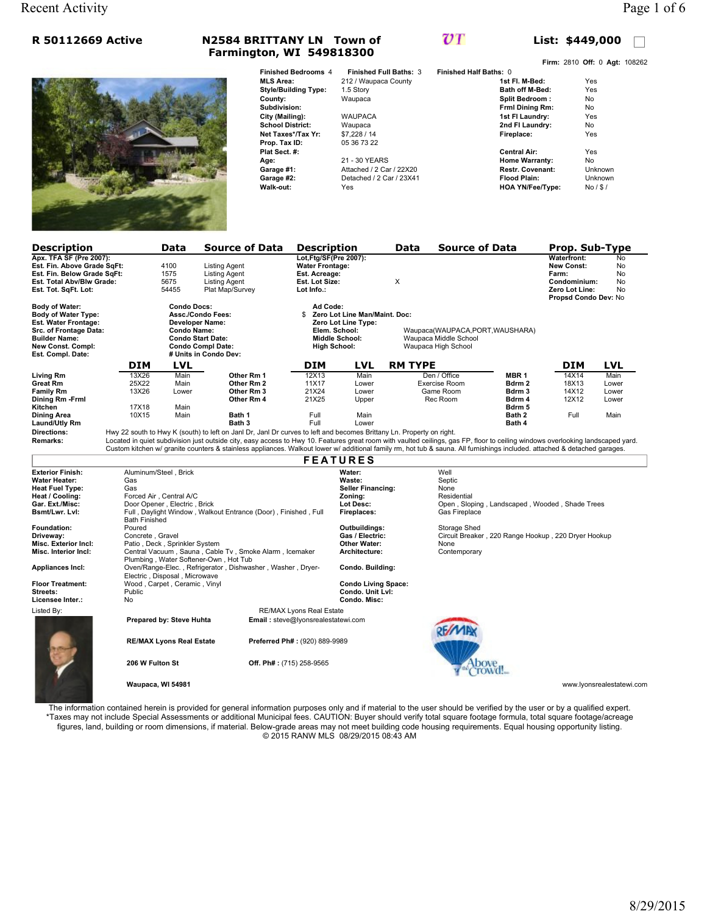# R 50112669 Active

**N2584 BRITTANY LN Town of Farmington, WI 549818300**

**List: $449,000**

**Firm:** 2810 **Off:** 0 **Agt:** 108262

| | | | |
|---|---|---|---|
| **Finished Bedrooms** 4 | **Finished Full Baths:** 3 | **Finished Half Baths:** 0 | |
| **MLS Area:** | 212 / Waupaca County | **1st Fl. M-Bed:** | Yes |
| **Style/Building Type:** | 1.5 Story | **Bath off M-Bed:** | Yes |
| **County:** | Waupaca | **Split Bedroom :** | No |
| **Subdivision:** | | **Frml Dining Rm:** | No |
| **City (Mailing):** | WAUPACA | **1st Fl Laundry:** | Yes |
| **School District:** | Waupaca | **2nd Fl Laundry:** | No |
| **Net Taxes*/Tax Yr:** | $7,228 / 14 | **Fireplace:** | Yes |
| **Prop. Tax ID:** | 05 36 73 22 | | |
| **Plat Sect. #:** | | **Central Air:** | Yes |
| **Age:** | 21 - 30 YEARS | **Home Warranty:** | No |
| **Garage #1:** | Attached / 2 Car / 22X20 | **Restr. Covenant:** | Unknown |
| **Garage #2:** | Detached / 2 Car / 23X41 | **Flood Plain:** | Unknown |
| **Walk-out:** | Yes | **HOA YN/Fee/Type:** | No / $ / |

| Description | Data | Source of Data | Description | Data | Source of Data | Prop. Sub-Type | |
|---|---|---|---|---|---|---|---|
| **Apx. TFA SF (Pre 2007):** | | | **Lot,Ftg/SF(Pre 2007):** | | | **Waterfront:** | No |
| **Est. Fin. Above Grade SqFt:** | 4100 | Listing Agent | **Water Frontage:** | | | **New Const:** | No |
| **Est. Fin. Below Grade SqFt:** | 1575 | Listing Agent | **Est. Acreage:** | | | **Farm:** | No |
| **Est. Total Abv/Blw Grade:** | 5675 | Listing Agent | **Est. Lot Size:** | X | | **Condominium:** | No |
| **Est. Tot. SqFt. Lot:** | 54455 | Plat Map/Survey | **Lot Info.:** | | | **Zero Lot Line:** | No |
| | | | | | | **Propsd Condo Dev:** | No |

| | | | |
|---|---|---|---|
| **Body of Water:** | **Condo Docs:** | **Ad Code:** | |
| **Body of Water Type:** | **Assc./Condo Fees:** $ | **Zero Lot Line Man/Maint. Doc:** | |
| **Est. Water Frontage:** | **Developer Name:** | **Zero Lot Line Type:** | |
| **Src. of Frontage Data:** | **Condo Name:** | **Elem. School:** | Waupaca(WAUPACA,PORT,WAUSHARA) |
| **Builder Name:** | **Condo Start Date:** | **Middle School:** | Waupaca Middle School |
| **New Const. Compl:** | **Condo Compl Date:** | **High School:** | Waupaca High School |
| **Est. Compl. Date:** | **# Units in Condo Dev:** | | |

| | DIM | LVL | | DIM | LVL | RM TYPE | | DIM | LVL |
|---|---|---|---|---|---|---|---|---|---|
| **Living Rm** | 13X26 | Main | **Other Rm 1** | 12X13 | Main | Den / Office | **MBR 1** | 14X14 | Main |
| **Great Rm** | 25X22 | Main | **Other Rm 2** | 11X17 | Lower | Exercise Room | **Bdrm 2** | 18X13 | Lower |
| **Family Rm** | 13X26 | Lower | **Other Rm 3** | 21X24 | Lower | Game Room | **Bdrm 3** | 14X12 | Lower |
| **Dining Rm -Frml** | | | **Other Rm 4** | 21X25 | Upper | Rec Room | **Bdrm 4** | 12X12 | Lower |
| **Kitchen** | 17X18 | Main | | | | | **Bdrm 5** | | |
| **Dining Area** | 10X15 | Main | **Bath 1** | Full | Main | | **Bath 2** | Full | Main |
| **Laund/Utly Rm** | | | **Bath 3** | Full | Lower | | **Bath 4** | | |

**Directions:** Hwy 22 south to Hwy K (south) to left on Janl Dr, Janl Dr curves to left and becomes Brittany Ln. Property on right.

**Remarks:** Located in quiet subdivision just outside city, easy access to Hwy 10. Features great room with vaulted ceilings, gas FP, floor to ceiling windows overlooking landscaped yard. Custom kitchen w/ granite counters & stainless appliances. Walkout lower w/ additional family rm, hot tub & sauna. All furnishings included. attached & detached garages.

## FEATURES

| | | | |
|---|---|---|---|
| **Exterior Finish:** | Aluminum/Steel , Brick | **Water:** | Well |
| **Water Heater:** | Gas | **Waste:** | Septic |
| **Heat Fuel Type:** | Gas | **Seller Financing:** | None |
| **Heat / Cooling:** | Forced Air , Central A/C | **Zoning:** | Residential |
| **Gar. Ext./Misc:** | Door Opener , Electric , Brick | **Lot Desc:** | Open , Sloping , Landscaped , Wooded , Shade Trees |
| **Bsmt/Lwr. Lvl:** | Full , Daylight Window , Walkout Entrance (Door) , Finished , Full Bath Finished | **Fireplaces:** | Gas Fireplace |
| **Foundation:** | Poured | **Outbuildings:** | Storage Shed |
| **Driveway:** | Concrete , Gravel | **Gas / Electric:** | Circuit Breaker , 220 Range Hookup , 220 Dryer Hookup |
| **Misc. Exterior Incl:** | Patio , Deck , Sprinkler System | **Other Water:** | None |
| **Misc. Interior Incl:** | Central Vacuum , Sauna , Cable Tv , Smoke Alarm , Icemaker Plumbing , Water Softener-Own , Hot Tub | **Architecture:** | Contemporary |
| **Appliances Incl:** | Oven/Range-Elec. , Refrigerator , Dishwasher , Washer , Dryer-Electric , Disposal , Microwave | **Condo. Building:** | |
| **Floor Treatment:** | Wood , Carpet , Ceramic , Vinyl | **Condo Living Space:** | |
| **Streets:** | Public | **Condo. Unit Lvl:** | |
| **Licensee Inter.:** | No | **Condo. Misc:** | |

Listed By: RE/MAX Lyons Real Estate

**Prepared by: Steve Huhta** **Email :** steve@lyonsrealestatewi.com

**RE/MAX Lyons Real Estate** **Preferred Ph# :** (920) 889-9989

**206 W Fulton St** **Off. Ph# :** (715) 258-9565

**Waupaca, WI 54981**

www.lyonsrealestatewi.com

The information contained herein is provided for general information purposes only and if material to the user should be verified by the user or by a qualified expert. *Taxes may not include Special Assessments or additional Municipal fees. CAUTION: Buyer should verify total square footage formula, total square footage/acreage figures, land, building or room dimensions, if material. Below-grade areas may not meet building code housing requirements. Equal housing opportunity listing. © 2015 RANW MLS 08/29/2015 08:43 AM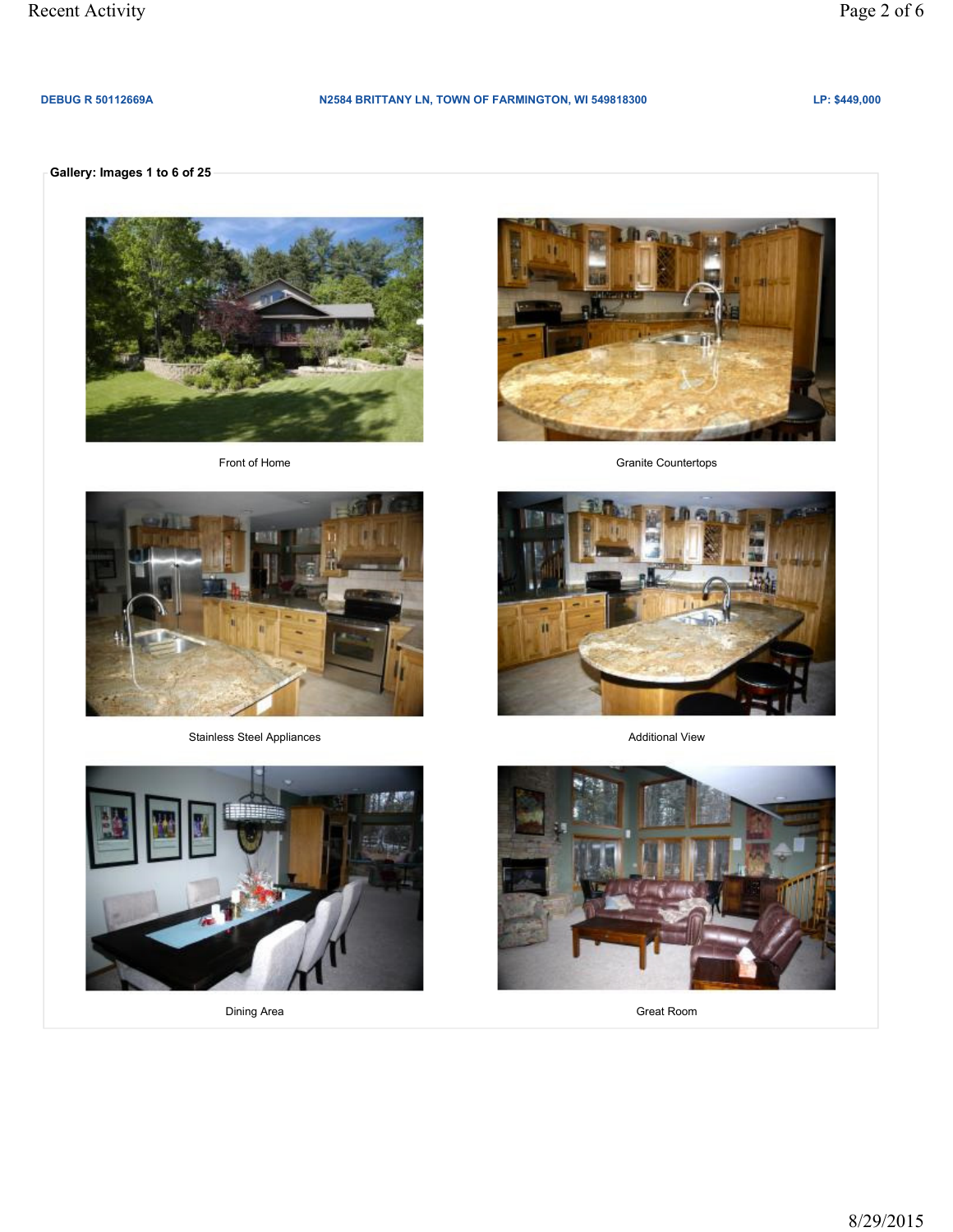**DEBUG R 50112669A** | **N2584 BRITTANY LN, TOWN OF FARMINGTON, WI 549818300** | **LP: $449,000**

**Gallery: Images 1 to 6 of 25**

Front of Home

Granite Countertops

Stainless Steel Appliances

Additional View

Dining Area

Great Room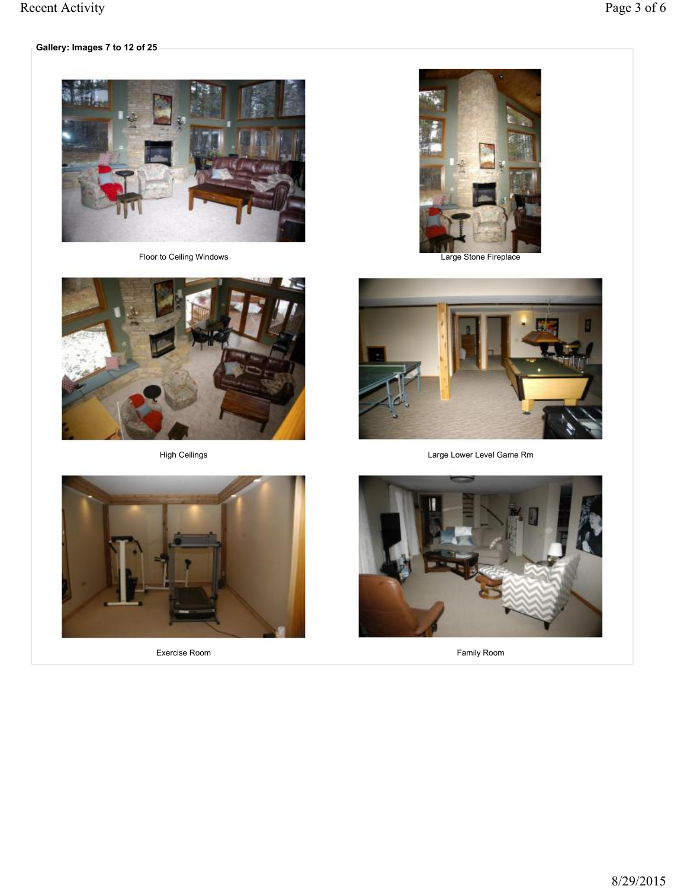**Gallery: Images 7 to 12 of 25**

Floor to Ceiling Windows

Large Stone Fireplace

High Ceilings

Large Lower Level Game Rm

Exercise Room

Family Room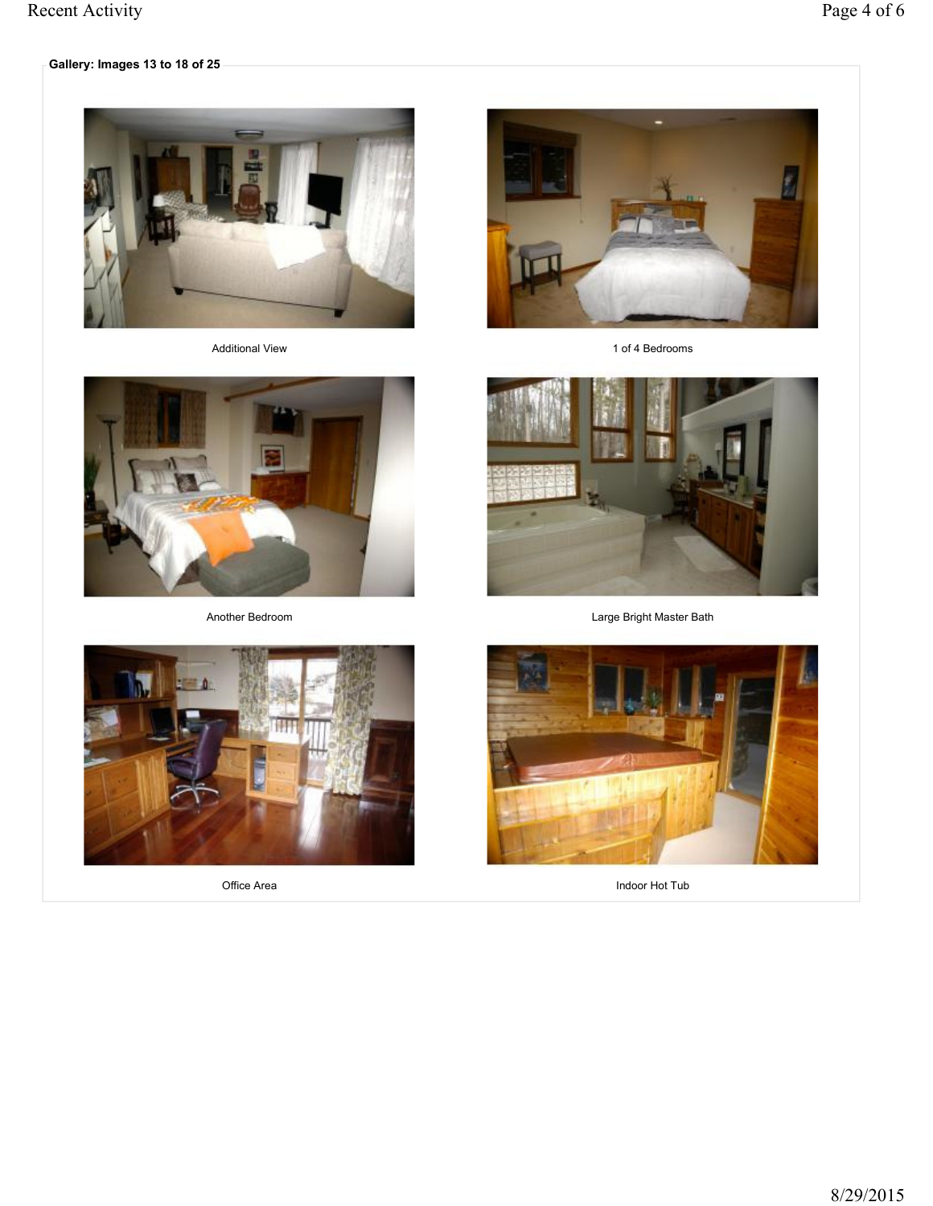**Gallery: Images 13 to 18 of 25**

Additional View

1 of 4 Bedrooms

Another Bedroom

Large Bright Master Bath

Office Area

Indoor Hot Tub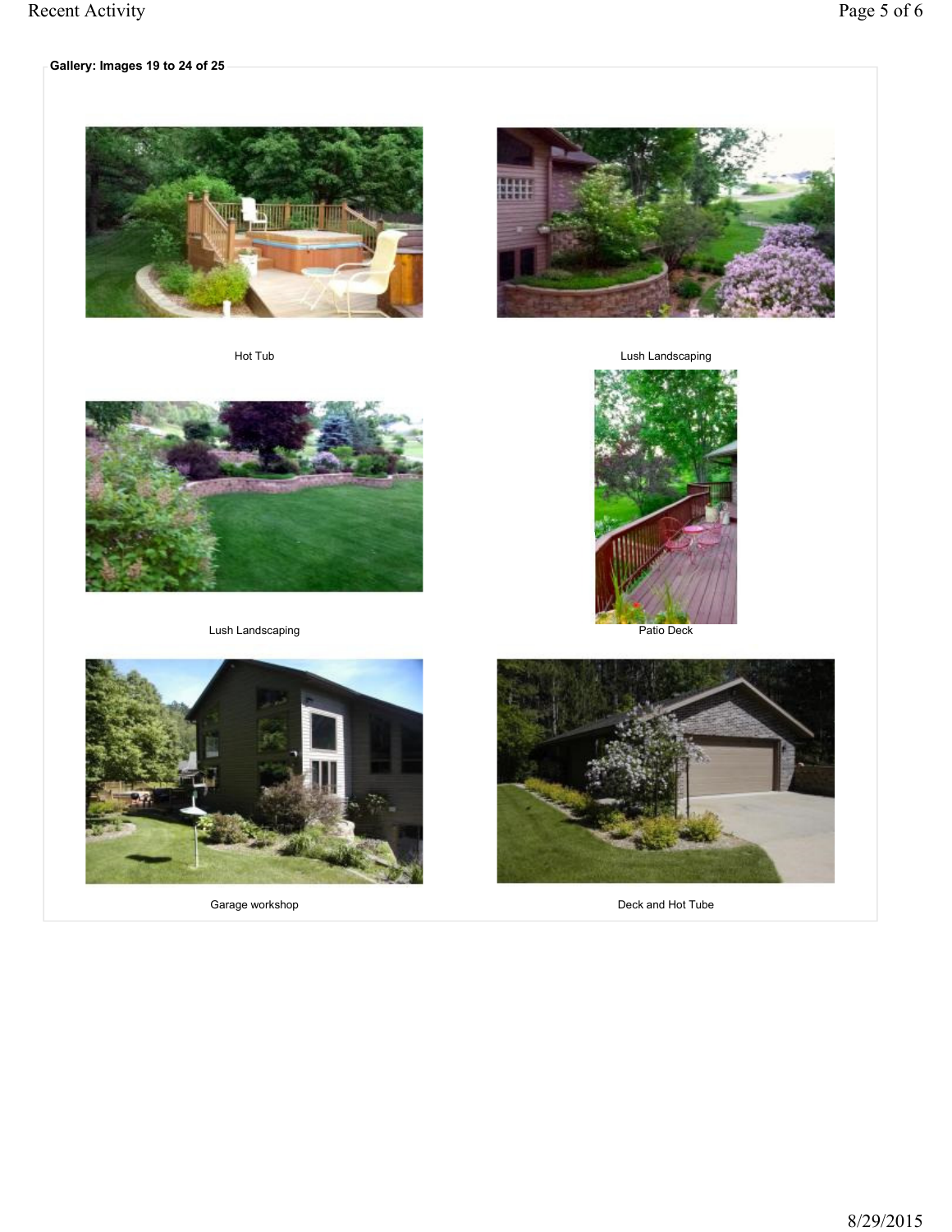**Gallery: Images 19 to 24 of 25**

Hot Tub

Lush Landscaping

Lush Landscaping

Patio Deck

Garage workshop

Deck and Hot Tube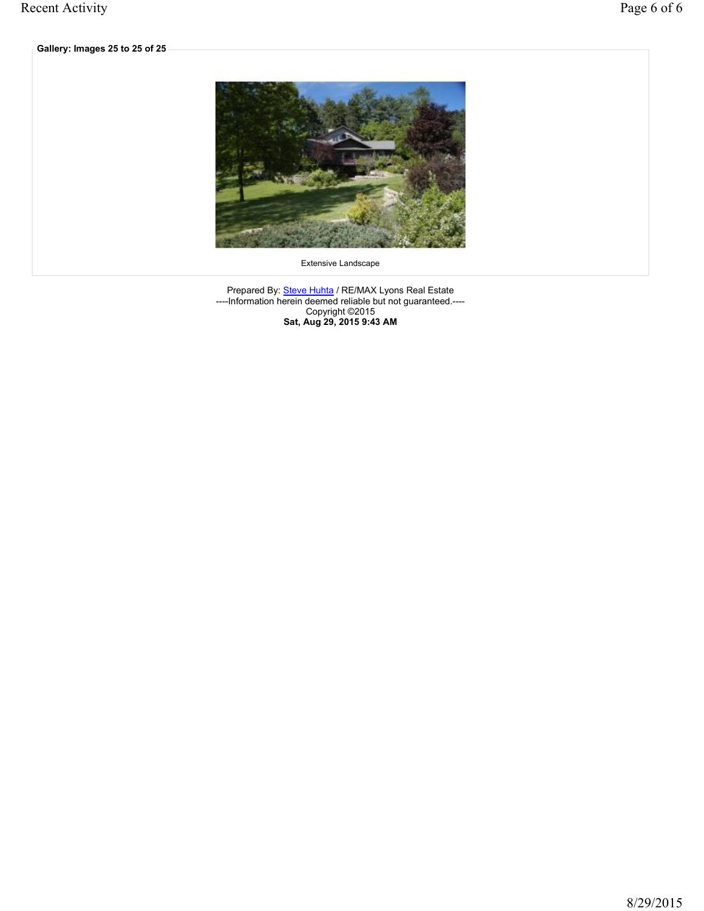**Gallery: Images 25 to 25 of 25**

Extensive Landscape

Prepared By: Steve Huhta / RE/MAX Lyons Real Estate
----Information herein deemed reliable but not guaranteed.----
Copyright ©2015
**Sat, Aug 29, 2015 9:43 AM**